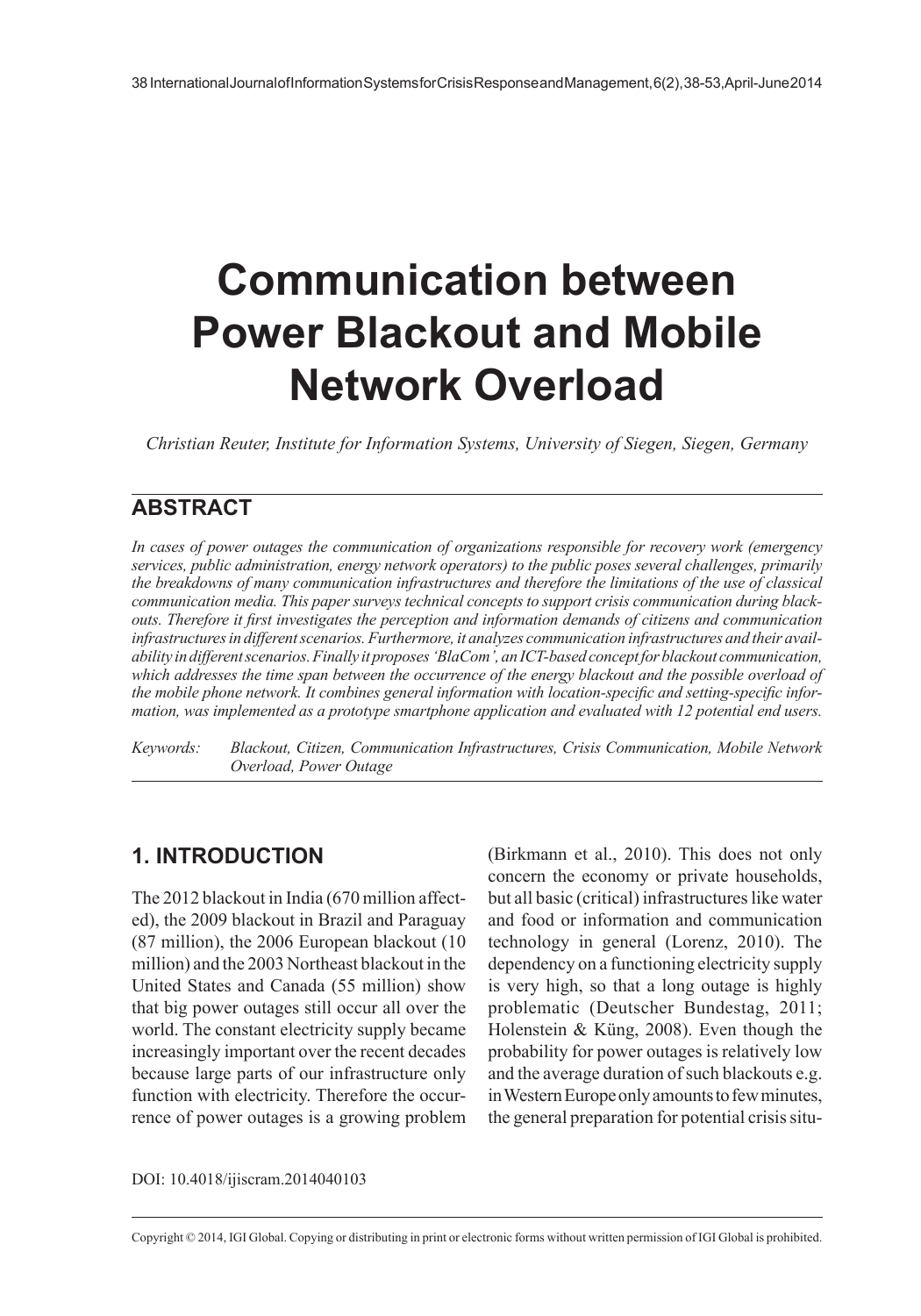# Communication between Power Blackout and Mobile Network Overload

*Christian Reuter, Institute for Information Systems, University of Siegen, Siegen, Germany*

## ABSTRACT

*In cases of power outages the communication of organizations responsible for recovery work (emergency services, public administration, energy network operators) to the public poses several challenges, primarily the breakdowns of many communication infrastructures and therefore the limitations of the use of classical communication media. This paper surveys technical concepts to support crisis communication during blackouts. Therefore it first investigates the perception and information demands of citizens and communication infrastructures in different scenarios. Furthermore, it analyzes communication infrastructures and their availability in different scenarios. Finally it proposes 'BlaCom', an ICT-based concept for blackout communication, which addresses the time span between the occurrence of the energy blackout and the possible overload of the mobile phone network. It combines general information with location-specific and setting-specific information, was implemented as a prototype smartphone application and evaluated with 12 potential end users.*

*Keywords:* *Blackout, Citizen, Communication Infrastructures, Crisis Communication, Mobile Network Overload, Power Outage*

## 1. INTRODUCTION

The 2012 blackout in India (670 million affected), the 2009 blackout in Brazil and Paraguay (87 million), the 2006 European blackout (10 million) and the 2003 Northeast blackout in the United States and Canada (55 million) show that big power outages still occur all over the world. The constant electricity supply became increasingly important over the recent decades because large parts of our infrastructure only function with electricity. Therefore the occurrence of power outages is a growing problem (Birkmann et al., 2010). This does not only concern the economy or private households, but all basic (critical) infrastructures like water and food or information and communication technology in general (Lorenz, 2010). The dependency on a functioning electricity supply is very high, so that a long outage is highly problematic (Deutscher Bundestag, 2011; Holenstein & Küng, 2008). Even though the probability for power outages is relatively low and the average duration of such blackouts e.g. in Western Europe only amounts to few minutes, the general preparation for potential crisis situ-

DOI: 10.4018/ijiscram.2014040103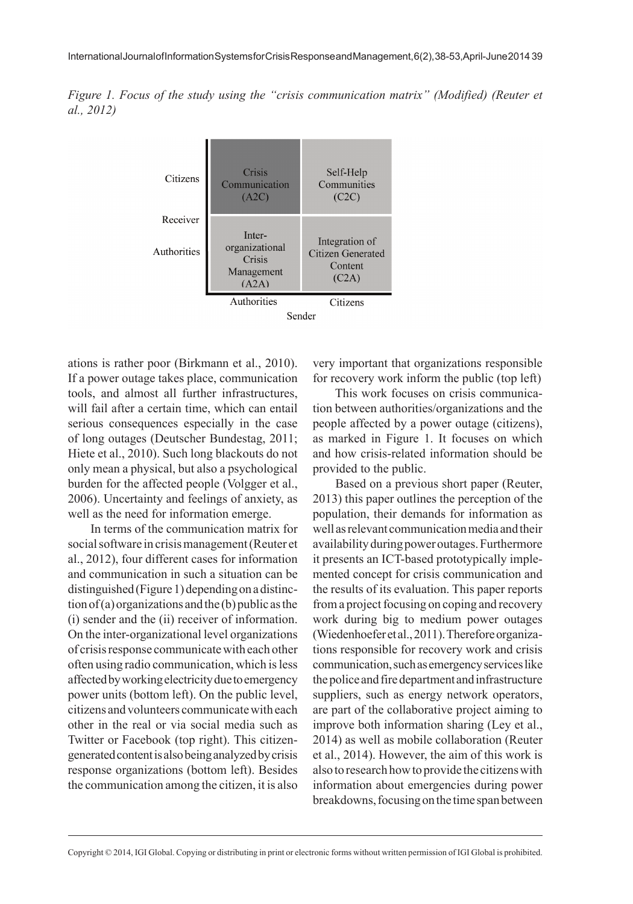*Figure 1. Focus of the study using the "crisis communication matrix" (Modified) (Reuter et al., 2012)*

| Receiver \ Sender | Authorities | Citizens |
|---|---|---|
| Citizens | Crisis Communication (A2C) | Self-Help Communities (C2C) |
| Authorities | Inter-organizational Crisis Management (A2A) | Integration of Citizen Generated Content (C2A) |

ations is rather poor (Birkmann et al., 2010). If a power outage takes place, communication tools, and almost all further infrastructures, will fail after a certain time, which can entail serious consequences especially in the case of long outages (Deutscher Bundestag, 2011; Hiete et al., 2010). Such long blackouts do not only mean a physical, but also a psychological burden for the affected people (Volgger et al., 2006). Uncertainty and feelings of anxiety, as well as the need for information emerge.

In terms of the communication matrix for social software in crisis management (Reuter et al., 2012), four different cases for information and communication in such a situation can be distinguished (Figure 1) depending on a distinction of (a) organizations and the (b) public as the (i) sender and the (ii) receiver of information. On the inter-organizational level organizations of crisis response communicate with each other often using radio communication, which is less affected by working electricity due to emergency power units (bottom left). On the public level, citizens and volunteers communicate with each other in the real or via social media such as Twitter or Facebook (top right). This citizen-generated content is also being analyzed by crisis response organizations (bottom left). Besides the communication among the citizen, it is also very important that organizations responsible for recovery work inform the public (top left)

This work focuses on crisis communication between authorities/organizations and the people affected by a power outage (citizens), as marked in Figure 1. It focuses on which and how crisis-related information should be provided to the public.

Based on a previous short paper (Reuter, 2013) this paper outlines the perception of the population, their demands for information as well as relevant communication media and their availability during power outages. Furthermore it presents an ICT-based prototypically implemented concept for crisis communication and the results of its evaluation. This paper reports from a project focusing on coping and recovery work during big to medium power outages (Wiedenhoefer et al., 2011). Therefore organizations responsible for recovery work and crisis communication, such as emergency services like the police and fire department and infrastructure suppliers, such as energy network operators, are part of the collaborative project aiming to improve both information sharing (Ley et al., 2014) as well as mobile collaboration (Reuter et al., 2014). However, the aim of this work is also to research how to provide the citizens with information about emergencies during power breakdowns, focusing on the time span between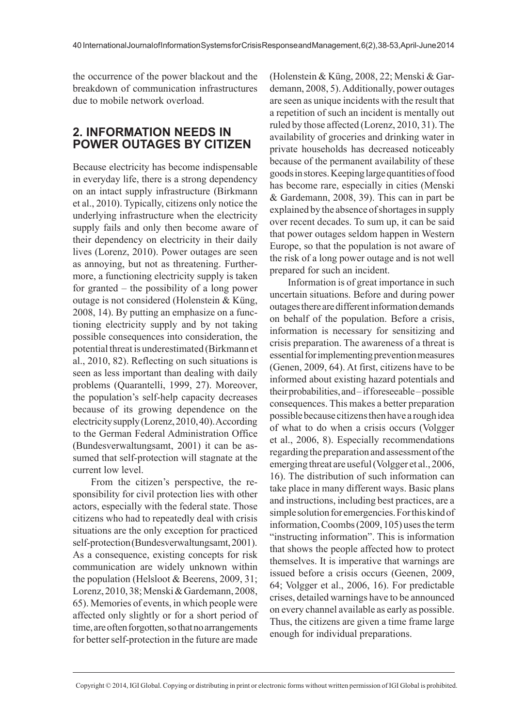the occurrence of the power blackout and the breakdown of communication infrastructures due to mobile network overload.

## 2. INFORMATION NEEDS IN POWER OUTAGES BY CITIZEN

Because electricity has become indispensable in everyday life, there is a strong dependency on an intact supply infrastructure (Birkmann et al., 2010). Typically, citizens only notice the underlying infrastructure when the electricity supply fails and only then become aware of their dependency on electricity in their daily lives (Lorenz, 2010). Power outages are seen as annoying, but not as threatening. Furthermore, a functioning electricity supply is taken for granted – the possibility of a long power outage is not considered (Holenstein & Küng, 2008, 14). By putting an emphasize on a functioning electricity supply and by not taking possible consequences into consideration, the potential threat is underestimated (Birkmann et al., 2010, 82). Reflecting on such situations is seen as less important than dealing with daily problems (Quarantelli, 1999, 27). Moreover, the population's self-help capacity decreases because of its growing dependence on the electricity supply (Lorenz, 2010, 40). According to the German Federal Administration Office (Bundesverwaltungsamt, 2001) it can be assumed that self-protection will stagnate at the current low level.

From the citizen's perspective, the responsibility for civil protection lies with other actors, especially with the federal state. Those citizens who had to repeatedly deal with crisis situations are the only exception for practiced self-protection (Bundesverwaltungsamt, 2001). As a consequence, existing concepts for risk communication are widely unknown within the population (Helsloot & Beerens, 2009, 31; Lorenz, 2010, 38; Menski & Gardemann, 2008, 65). Memories of events, in which people were affected only slightly or for a short period of time, are often forgotten, so that no arrangements for better self-protection in the future are made (Holenstein & Küng, 2008, 22; Menski & Gardemann, 2008, 5). Additionally, power outages are seen as unique incidents with the result that a repetition of such an incident is mentally out ruled by those affected (Lorenz, 2010, 31). The availability of groceries and drinking water in private households has decreased noticeably because of the permanent availability of these goods in stores. Keeping large quantities of food has become rare, especially in cities (Menski & Gardemann, 2008, 39). This can in part be explained by the absence of shortages in supply over recent decades. To sum up, it can be said that power outages seldom happen in Western Europe, so that the population is not aware of the risk of a long power outage and is not well prepared for such an incident.

Information is of great importance in such uncertain situations. Before and during power outages there are different information demands on behalf of the population. Before a crisis, information is necessary for sensitizing and crisis preparation. The awareness of a threat is essential for implementing prevention measures (Genen, 2009, 64). At first, citizens have to be informed about existing hazard potentials and their probabilities, and – if foreseeable – possible consequences. This makes a better preparation possible because citizens then have a rough idea of what to do when a crisis occurs (Volgger et al., 2006, 8). Especially recommendations regarding the preparation and assessment of the emerging threat are useful (Volgger et al., 2006, 16). The distribution of such information can take place in many different ways. Basic plans and instructions, including best practices, are a simple solution for emergencies. For this kind of information, Coombs (2009, 105) uses the term "instructing information". This is information that shows the people affected how to protect themselves. It is imperative that warnings are issued before a crisis occurs (Geenen, 2009, 64; Volgger et al., 2006, 16). For predictable crises, detailed warnings have to be announced on every channel available as early as possible. Thus, the citizens are given a time frame large enough for individual preparations.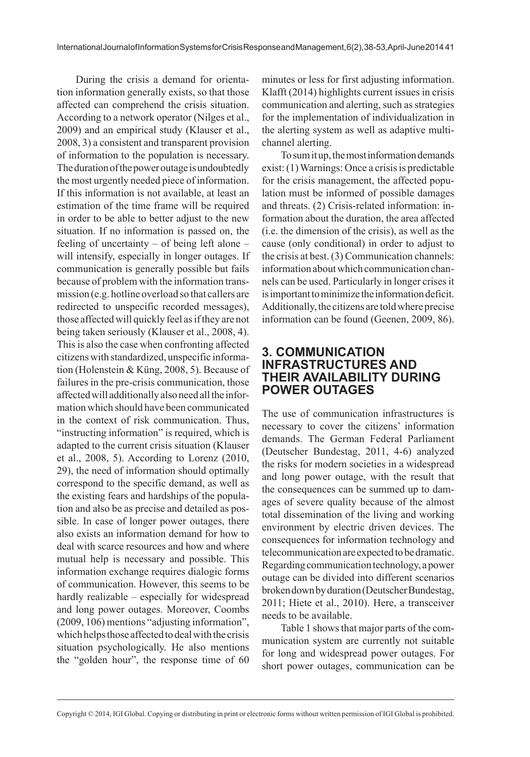During the crisis a demand for orientation information generally exists, so that those affected can comprehend the crisis situation. According to a network operator (Nilges et al., 2009) and an empirical study (Klauser et al., 2008, 3) a consistent and transparent provision of information to the population is necessary. The duration of the power outage is undoubtedly the most urgently needed piece of information. If this information is not available, at least an estimation of the time frame will be required in order to be able to better adjust to the new situation. If no information is passed on, the feeling of uncertainty – of being left alone – will intensify, especially in longer outages. If communication is generally possible but fails because of problem with the information transmission (e.g. hotline overload so that callers are redirected to unspecific recorded messages), those affected will quickly feel as if they are not being taken seriously (Klauser et al., 2008, 4). This is also the case when confronting affected citizens with standardized, unspecific information (Holenstein & Küng, 2008, 5). Because of failures in the pre-crisis communication, those affected will additionally also need all the information which should have been communicated in the context of risk communication. Thus, "instructing information" is required, which is adapted to the current crisis situation (Klauser et al., 2008, 5). According to Lorenz (2010, 29), the need of information should optimally correspond to the specific demand, as well as the existing fears and hardships of the population and also be as precise and detailed as possible. In case of longer power outages, there also exists an information demand for how to deal with scarce resources and how and where mutual help is necessary and possible. This information exchange requires dialogic forms of communication. However, this seems to be hardly realizable – especially for widespread and long power outages. Moreover, Coombs (2009, 106) mentions "adjusting information", which helps those affected to deal with the crisis situation psychologically. He also mentions the "golden hour", the response time of 60 minutes or less for first adjusting information. Klafft (2014) highlights current issues in crisis communication and alerting, such as strategies for the implementation of individualization in the alerting system as well as adaptive multi-channel alerting.

To sum it up, the most information demands exist: (1) Warnings: Once a crisis is predictable for the crisis management, the affected population must be informed of possible damages and threats. (2) Crisis-related information: information about the duration, the area affected (i.e. the dimension of the crisis), as well as the cause (only conditional) in order to adjust to the crisis at best. (3) Communication channels: information about which communication channels can be used. Particularly in longer crises it is important to minimize the information deficit. Additionally, the citizens are told where precise information can be found (Geenen, 2009, 86).

## 3. COMMUNICATION INFRASTRUCTURES AND THEIR AVAILABILITY DURING POWER OUTAGES

The use of communication infrastructures is necessary to cover the citizens' information demands. The German Federal Parliament (Deutscher Bundestag, 2011, 4-6) analyzed the risks for modern societies in a widespread and long power outage, with the result that the consequences can be summed up to damages of severe quality because of the almost total dissemination of the living and working environment by electric driven devices. The consequences for information technology and telecommunication are expected to be dramatic. Regarding communication technology, a power outage can be divided into different scenarios broken down by duration (Deutscher Bundestag, 2011; Hiete et al., 2010). Here, a transceiver needs to be available.

Table 1 shows that major parts of the communication system are currently not suitable for long and widespread power outages. For short power outages, communication can be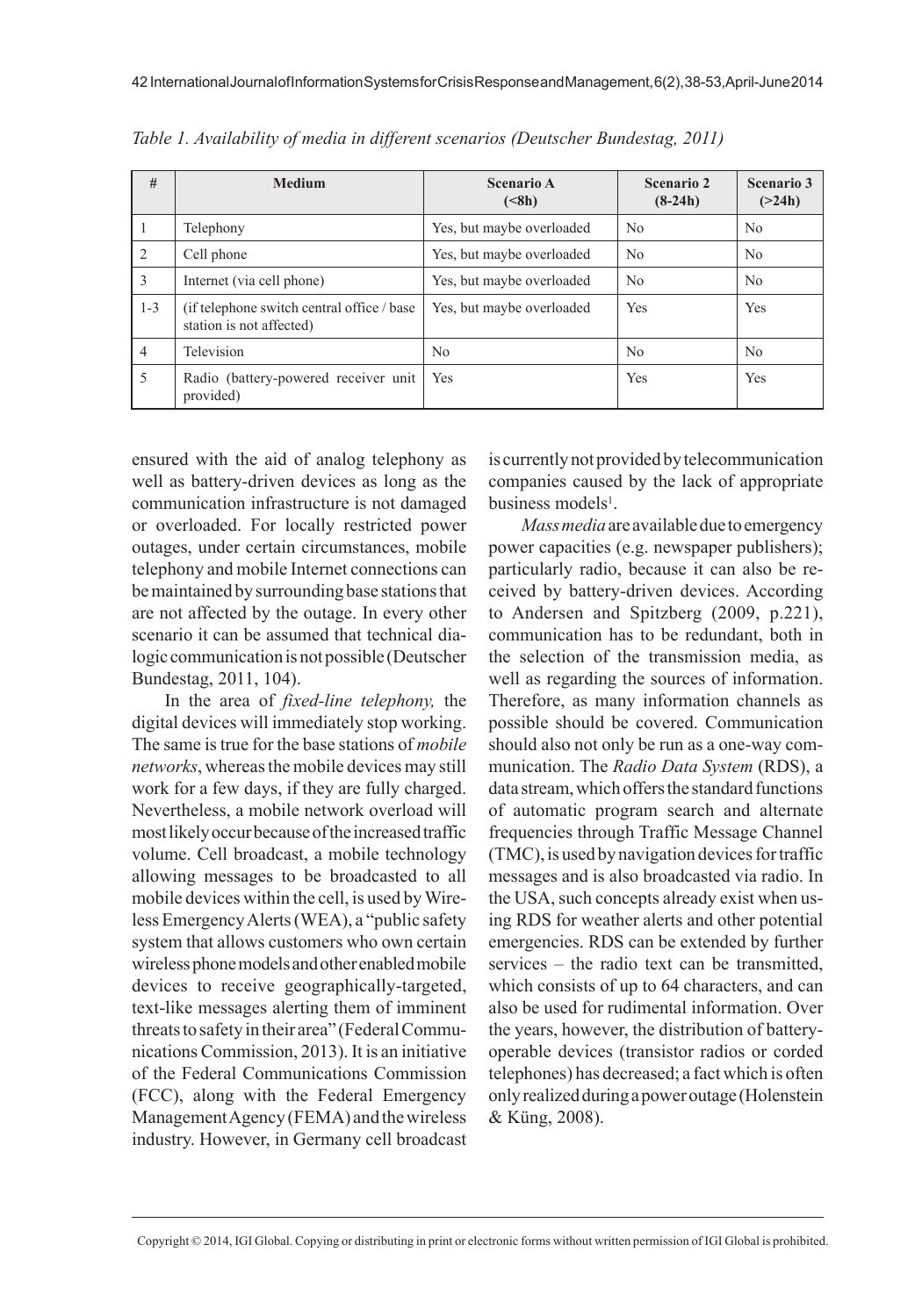*Table 1. Availability of media in different scenarios (Deutscher Bundestag, 2011)*

| # | Medium | Scenario A (<8h) | Scenario 2 (8-24h) | Scenario 3 (>24h) |
|---|---|---|---|---|
| 1 | Telephony | Yes, but maybe overloaded | No | No |
| 2 | Cell phone | Yes, but maybe overloaded | No | No |
| 3 | Internet (via cell phone) | Yes, but maybe overloaded | No | No |
| 1-3 | (if telephone switch central office / base station is not affected) | Yes, but maybe overloaded | Yes | Yes |
| 4 | Television | No | No | No |
| 5 | Radio (battery-powered receiver unit provided) | Yes | Yes | Yes |

ensured with the aid of analog telephony as well as battery-driven devices as long as the communication infrastructure is not damaged or overloaded. For locally restricted power outages, under certain circumstances, mobile telephony and mobile Internet connections can be maintained by surrounding base stations that are not affected by the outage. In every other scenario it can be assumed that technical dialogic communication is not possible (Deutscher Bundestag, 2011, 104).

In the area of *fixed-line telephony,* the digital devices will immediately stop working. The same is true for the base stations of *mobile networks*, whereas the mobile devices may still work for a few days, if they are fully charged. Nevertheless, a mobile network overload will most likely occur because of the increased traffic volume. Cell broadcast, a mobile technology allowing messages to be broadcasted to all mobile devices within the cell, is used by Wireless Emergency Alerts (WEA), a "public safety system that allows customers who own certain wireless phone models and other enabled mobile devices to receive geographically-targeted, text-like messages alerting them of imminent threats to safety in their area" (Federal Communications Commission, 2013). It is an initiative of the Federal Communications Commission (FCC), along with the Federal Emergency Management Agency (FEMA) and the wireless industry. However, in Germany cell broadcast is currently not provided by telecommunication companies caused by the lack of appropriate business models[1].

*Mass media* are available due to emergency power capacities (e.g. newspaper publishers); particularly radio, because it can also be received by battery-driven devices. According to Andersen and Spitzberg (2009, p.221), communication has to be redundant, both in the selection of the transmission media, as well as regarding the sources of information. Therefore, as many information channels as possible should be covered. Communication should also not only be run as a one-way communication. The *Radio Data System* (RDS), a data stream, which offers the standard functions of automatic program search and alternate frequencies through Traffic Message Channel (TMC), is used by navigation devices for traffic messages and is also broadcasted via radio. In the USA, such concepts already exist when using RDS for weather alerts and other potential emergencies. RDS can be extended by further services – the radio text can be transmitted, which consists of up to 64 characters, and can also be used for rudimental information. Over the years, however, the distribution of battery-operable devices (transistor radios or corded telephones) has decreased; a fact which is often only realized during a power outage (Holenstein & Küng, 2008).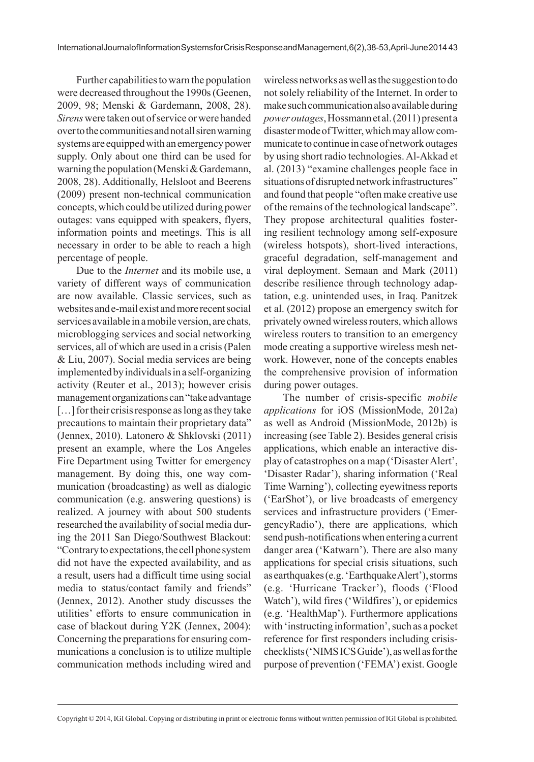Further capabilities to warn the population were decreased throughout the 1990s (Geenen, 2009, 98; Menski & Gardemann, 2008, 28). *Sirens* were taken out of service or were handed over to the communities and not all siren warning systems are equipped with an emergency power supply. Only about one third can be used for warning the population (Menski & Gardemann, 2008, 28). Additionally, Helsloot and Beerens (2009) present non-technical communication concepts, which could be utilized during power outages: vans equipped with speakers, flyers, information points and meetings. This is all necessary in order to be able to reach a high percentage of people.

Due to the *Internet* and its mobile use, a variety of different ways of communication are now available. Classic services, such as websites and e-mail exist and more recent social services available in a mobile version, are chats, microblogging services and social networking services, all of which are used in a crisis (Palen & Liu, 2007). Social media services are being implemented by individuals in a self-organizing activity (Reuter et al., 2013); however crisis management organizations can "take advantage […] for their crisis response as long as they take precautions to maintain their proprietary data" (Jennex, 2010). Latonero & Shklovski (2011) present an example, where the Los Angeles Fire Department using Twitter for emergency management. By doing this, one way communication (broadcasting) as well as dialogic communication (e.g. answering questions) is realized. A journey with about 500 students researched the availability of social media during the 2011 San Diego/Southwest Blackout: "Contrary to expectations, the cell phone system did not have the expected availability, and as a result, users had a difficult time using social media to status/contact family and friends" (Jennex, 2012). Another study discusses the utilities' efforts to ensure communication in case of blackout during Y2K (Jennex, 2004): Concerning the preparations for ensuring communications a conclusion is to utilize multiple communication methods including wired and wireless networks as well as the suggestion to do not solely reliability of the Internet. In order to make such communication also available during *power outages*, Hossmann et al. (2011) present a disaster mode of Twitter, which may allow communicate to continue in case of network outages by using short radio technologies. Al-Akkad et al. (2013) "examine challenges people face in situations of disrupted network infrastructures" and found that people "often make creative use of the remains of the technological landscape". They propose architectural qualities fostering resilient technology among self-exposure (wireless hotspots), short-lived interactions, graceful degradation, self-management and viral deployment. Semaan and Mark (2011) describe resilience through technology adaptation, e.g. unintended uses, in Iraq. Panitzek et al. (2012) propose an emergency switch for privately owned wireless routers, which allows wireless routers to transition to an emergency mode creating a supportive wireless mesh network. However, none of the concepts enables the comprehensive provision of information during power outages.

The number of crisis-specific *mobile applications* for iOS (MissionMode, 2012a) as well as Android (MissionMode, 2012b) is increasing (see Table 2). Besides general crisis applications, which enable an interactive display of catastrophes on a map ('Disaster Alert', 'Disaster Radar'), sharing information ('Real Time Warning'), collecting eyewitness reports ('EarShot'), or live broadcasts of emergency services and infrastructure providers ('EmergencyRadio'), there are applications, which send push-notifications when entering a current danger area ('Katwarn'). There are also many applications for special crisis situations, such as earthquakes (e.g. 'Earthquake Alert'), storms (e.g. 'Hurricane Tracker'), floods ('Flood Watch'), wild fires ('Wildfires'), or epidemics (e.g. 'HealthMap'). Furthermore applications with 'instructing information', such as a pocket reference for first responders including crisis-checklists ('NIMS ICS Guide'), as well as for the purpose of prevention ('FEMA') exist. Google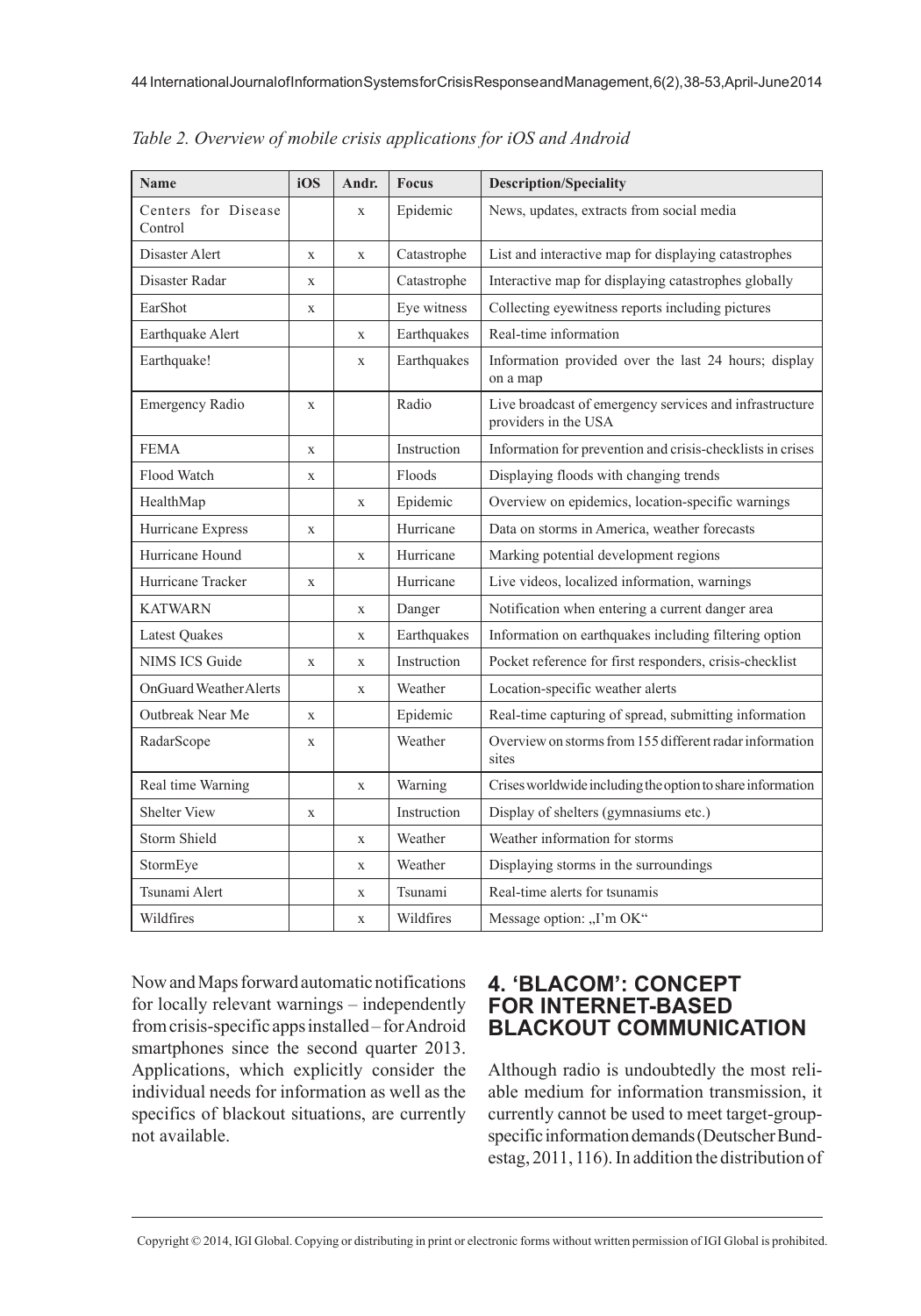*Table 2. Overview of mobile crisis applications for iOS and Android*

| Name | iOS | Andr. | Focus | Description/Speciality |
|---|---|---|---|---|
| Centers for Disease Control | | x | Epidemic | News, updates, extracts from social media |
| Disaster Alert | x | x | Catastrophe | List and interactive map for displaying catastrophes |
| Disaster Radar | x | | Catastrophe | Interactive map for displaying catastrophes globally |
| EarShot | x | | Eye witness | Collecting eyewitness reports including pictures |
| Earthquake Alert | | x | Earthquakes | Real-time information |
| Earthquake! | | x | Earthquakes | Information provided over the last 24 hours; display on a map |
| Emergency Radio | x | | Radio | Live broadcast of emergency services and infrastructure providers in the USA |
| FEMA | x | | Instruction | Information for prevention and crisis-checklists in crises |
| Flood Watch | x | | Floods | Displaying floods with changing trends |
| HealthMap | | x | Epidemic | Overview on epidemics, location-specific warnings |
| Hurricane Express | x | | Hurricane | Data on storms in America, weather forecasts |
| Hurricane Hound | | x | Hurricane | Marking potential development regions |
| Hurricane Tracker | x | | Hurricane | Live videos, localized information, warnings |
| KATWARN | | x | Danger | Notification when entering a current danger area |
| Latest Quakes | | x | Earthquakes | Information on earthquakes including filtering option |
| NIMS ICS Guide | x | x | Instruction | Pocket reference for first responders, crisis-checklist |
| OnGuard Weather Alerts | | x | Weather | Location-specific weather alerts |
| Outbreak Near Me | x | | Epidemic | Real-time capturing of spread, submitting information |
| RadarScope | x | | Weather | Overview on storms from 155 different radar information sites |
| Real time Warning | | x | Warning | Crises worldwide including the option to share information |
| Shelter View | x | | Instruction | Display of shelters (gymnasiums etc.) |
| Storm Shield | | x | Weather | Weather information for storms |
| StormEye | | x | Weather | Displaying storms in the surroundings |
| Tsunami Alert | | x | Tsunami | Real-time alerts for tsunamis |
| Wildfires | | x | Wildfires | Message option: „I'm OK" |

Now and Maps forward automatic notifications for locally relevant warnings – independently from crisis-specific apps installed – for Android smartphones since the second quarter 2013. Applications, which explicitly consider the individual needs for information as well as the specifics of blackout situations, are currently not available.

## 4. 'BLACOM': CONCEPT FOR INTERNET-BASED BLACKOUT COMMUNICATION

Although radio is undoubtedly the most reliable medium for information transmission, it currently cannot be used to meet target-group-specific information demands (Deutscher Bundestag, 2011, 116). In addition the distribution of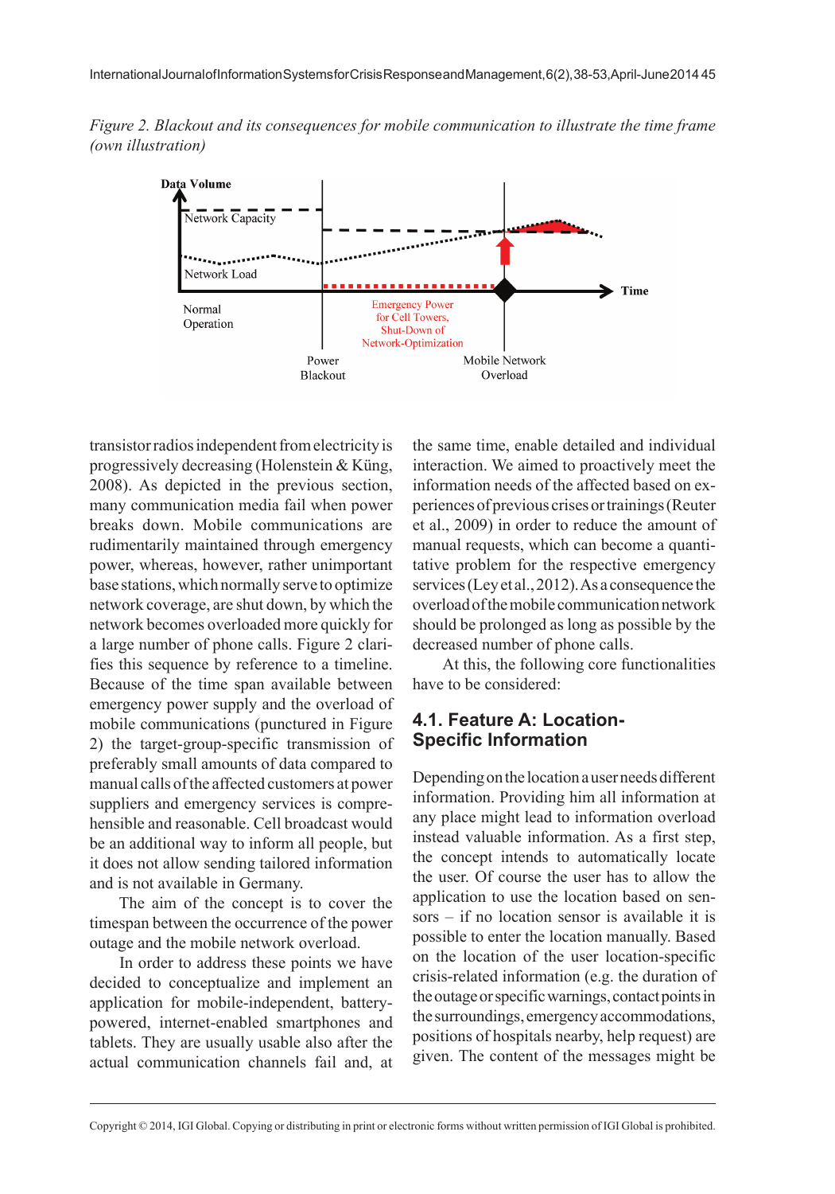*Figure 2. Blackout and its consequences for mobile communication to illustrate the time frame (own illustration)*

transistor radios independent from electricity is progressively decreasing (Holenstein & Küng, 2008). As depicted in the previous section, many communication media fail when power breaks down. Mobile communications are rudimentarily maintained through emergency power, whereas, however, rather unimportant base stations, which normally serve to optimize network coverage, are shut down, by which the network becomes overloaded more quickly for a large number of phone calls. Figure 2 clarifies this sequence by reference to a timeline. Because of the time span available between emergency power supply and the overload of mobile communications (punctured in Figure 2) the target-group-specific transmission of preferably small amounts of data compared to manual calls of the affected customers at power suppliers and emergency services is comprehensible and reasonable. Cell broadcast would be an additional way to inform all people, but it does not allow sending tailored information and is not available in Germany.

The aim of the concept is to cover the timespan between the occurrence of the power outage and the mobile network overload.

In order to address these points we have decided to conceptualize and implement an application for mobile-independent, battery-powered, internet-enabled smartphones and tablets. They are usually usable also after the actual communication channels fail and, at the same time, enable detailed and individual interaction. We aimed to proactively meet the information needs of the affected based on experiences of previous crises or trainings (Reuter et al., 2009) in order to reduce the amount of manual requests, which can become a quantitative problem for the respective emergency services (Ley et al., 2012). As a consequence the overload of the mobile communication network should be prolonged as long as possible by the decreased number of phone calls.

At this, the following core functionalities have to be considered:

### 4.1. Feature A: Location-Specific Information

Depending on the location a user needs different information. Providing him all information at any place might lead to information overload instead valuable information. As a first step, the concept intends to automatically locate the user. Of course the user has to allow the application to use the location based on sensors – if no location sensor is available it is possible to enter the location manually. Based on the location of the user location-specific crisis-related information (e.g. the duration of the outage or specific warnings, contact points in the surroundings, emergency accommodations, positions of hospitals nearby, help request) are given. The content of the messages might be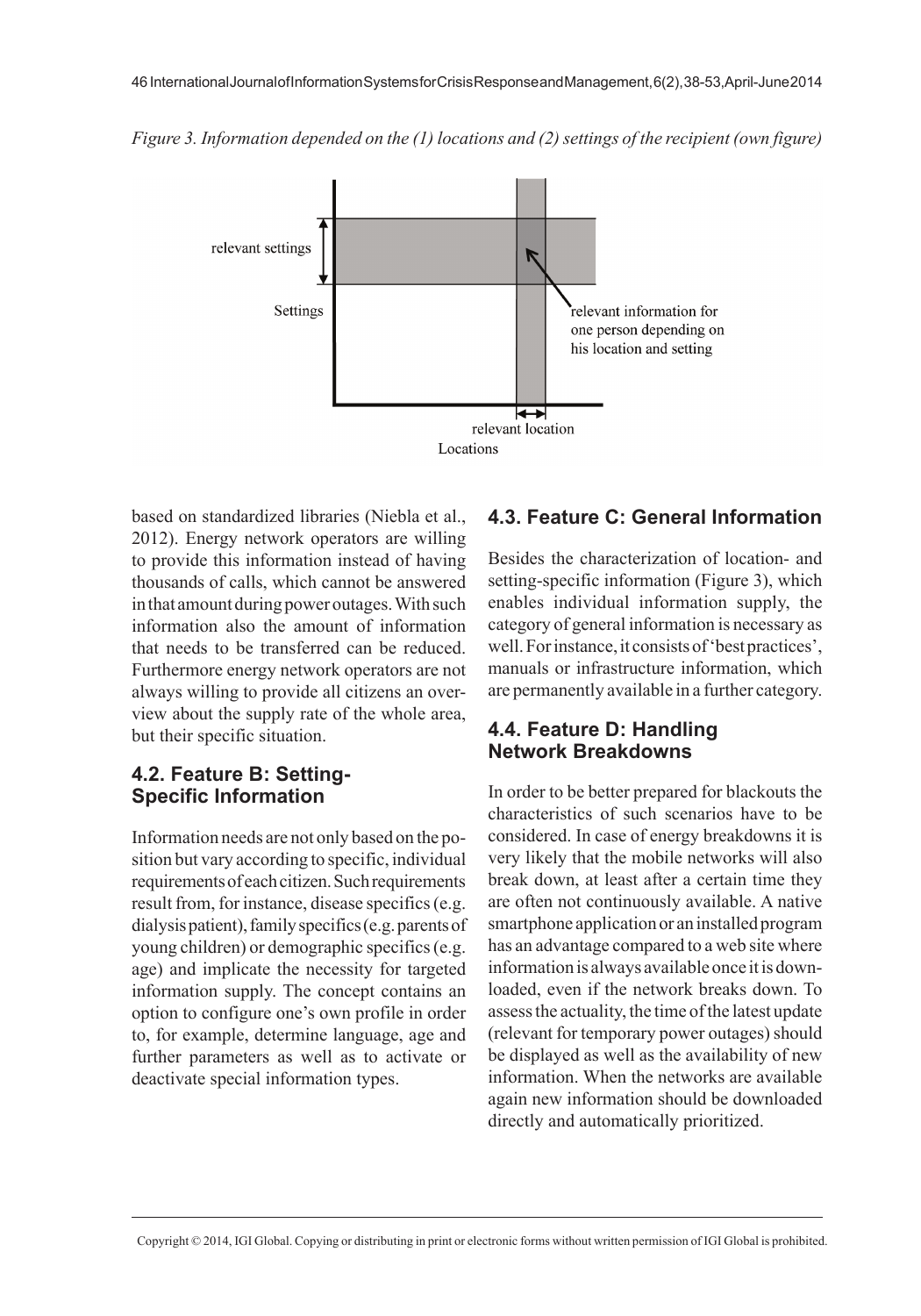Figure 3. Information depended on the (1) locations and (2) settings of the recipient (own figure)

based on standardized libraries (Niebla et al., 2012). Energy network operators are willing to provide this information instead of having thousands of calls, which cannot be answered in that amount during power outages. With such information also the amount of information that needs to be transferred can be reduced. Furthermore energy network operators are not always willing to provide all citizens an overview about the supply rate of the whole area, but their specific situation.

## 4.2. Feature B: Setting-Specific Information

Information needs are not only based on the position but vary according to specific, individual requirements of each citizen. Such requirements result from, for instance, disease specifics (e.g. dialysis patient), family specifics (e.g. parents of young children) or demographic specifics (e.g. age) and implicate the necessity for targeted information supply. The concept contains an option to configure one's own profile in order to, for example, determine language, age and further parameters as well as to activate or deactivate special information types.

## 4.3. Feature C: General Information

Besides the characterization of location- and setting-specific information (Figure 3), which enables individual information supply, the category of general information is necessary as well. For instance, it consists of 'best practices', manuals or infrastructure information, which are permanently available in a further category.

## 4.4. Feature D: Handling Network Breakdowns

In order to be better prepared for blackouts the characteristics of such scenarios have to be considered. In case of energy breakdowns it is very likely that the mobile networks will also break down, at least after a certain time they are often not continuously available. A native smartphone application or an installed program has an advantage compared to a web site where information is always available once it is downloaded, even if the network breaks down. To assess the actuality, the time of the latest update (relevant for temporary power outages) should be displayed as well as the availability of new information. When the networks are available again new information should be downloaded directly and automatically prioritized.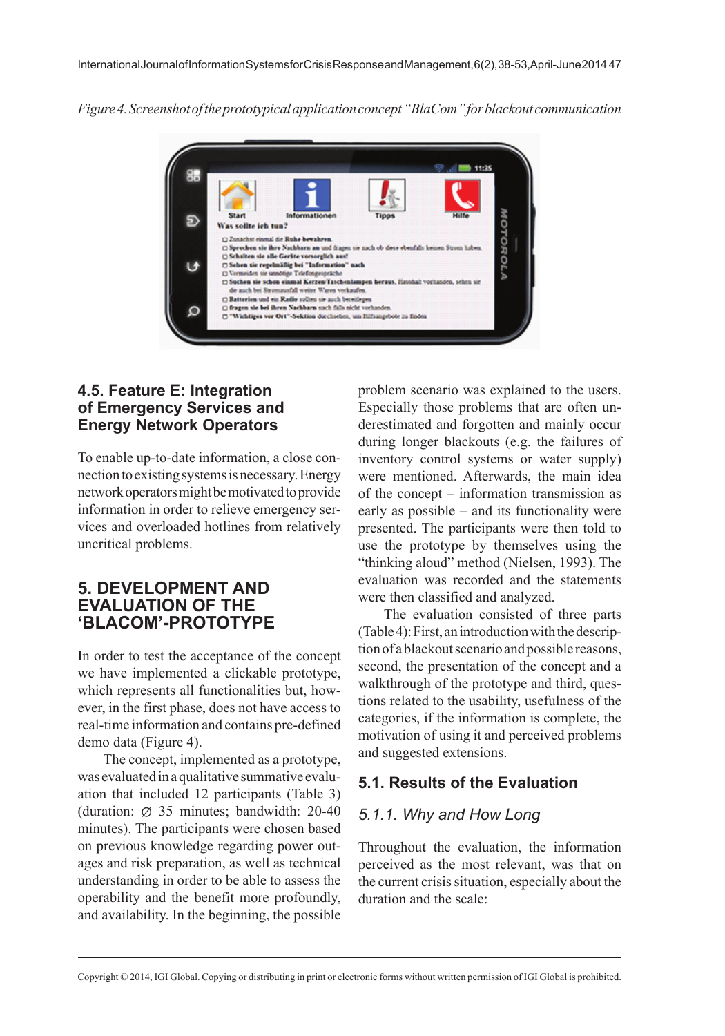*Figure 4. Screenshot of the prototypical application concept "BlaCom" for blackout communication*

### 4.5. Feature E: Integration of Emergency Services and Energy Network Operators

To enable up-to-date information, a close connection to existing systems is necessary. Energy network operators might be motivated to provide information in order to relieve emergency services and overloaded hotlines from relatively uncritical problems.

## 5. DEVELOPMENT AND EVALUATION OF THE 'BLACOM'-PROTOTYPE

In order to test the acceptance of the concept we have implemented a clickable prototype, which represents all functionalities but, however, in the first phase, does not have access to real-time information and contains pre-defined demo data (Figure 4).

The concept, implemented as a prototype, was evaluated in a qualitative summative evaluation that included 12 participants (Table 3) (duration: ∅ 35 minutes; bandwidth: 20-40 minutes). The participants were chosen based on previous knowledge regarding power outages and risk preparation, as well as technical understanding in order to be able to assess the operability and the benefit more profoundly, and availability. In the beginning, the possible problem scenario was explained to the users. Especially those problems that are often underestimated and forgotten and mainly occur during longer blackouts (e.g. the failures of inventory control systems or water supply) were mentioned. Afterwards, the main idea of the concept – information transmission as early as possible – and its functionality were presented. The participants were then told to use the prototype by themselves using the "thinking aloud" method (Nielsen, 1993). The evaluation was recorded and the statements were then classified and analyzed.

The evaluation consisted of three parts (Table 4): First, an introduction with the description of a blackout scenario and possible reasons, second, the presentation of the concept and a walkthrough of the prototype and third, questions related to the usability, usefulness of the categories, if the information is complete, the motivation of using it and perceived problems and suggested extensions.

### 5.1. Results of the Evaluation

#### *5.1.1. Why and How Long*

Throughout the evaluation, the information perceived as the most relevant, was that on the current crisis situation, especially about the duration and the scale: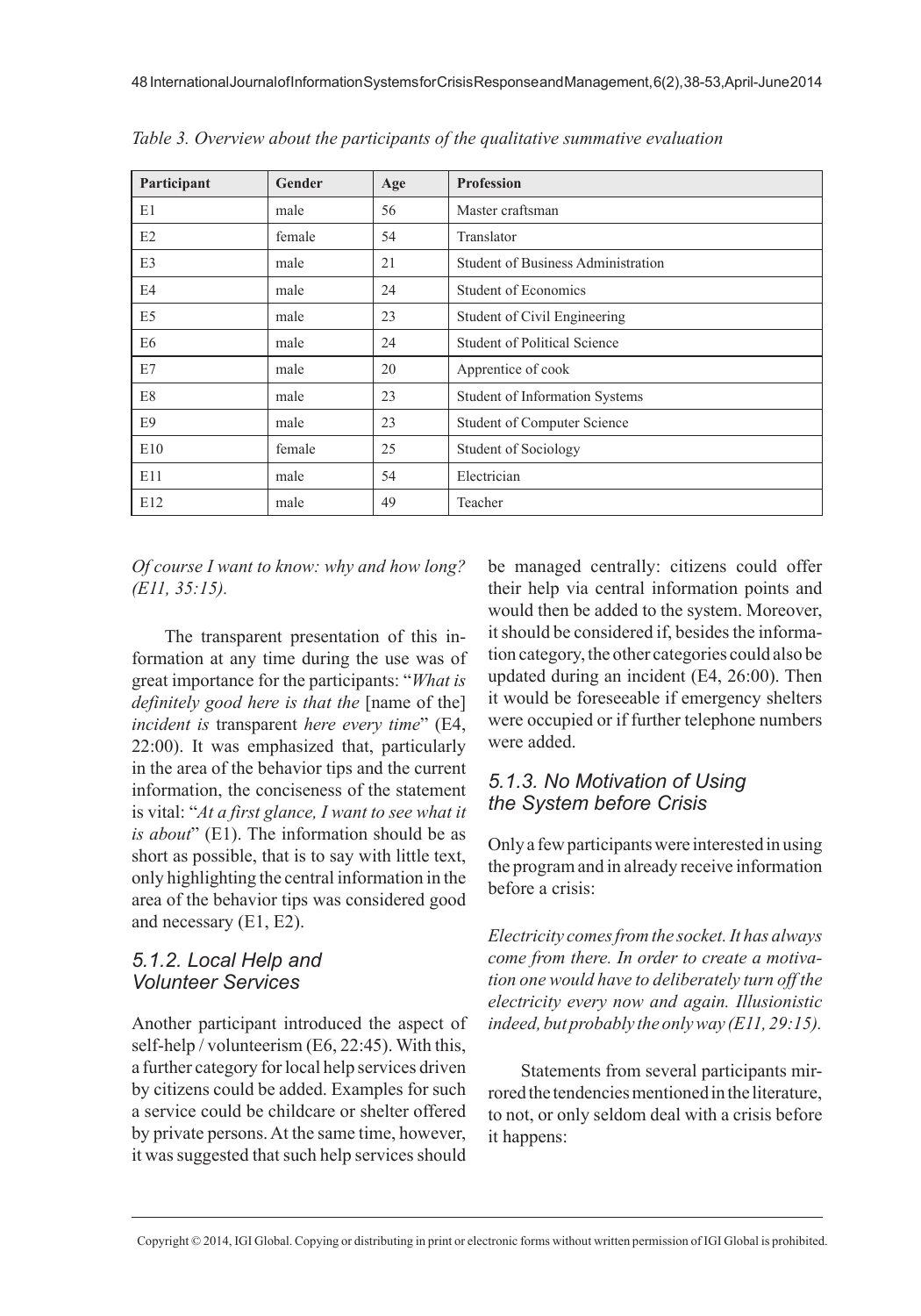*Table 3. Overview about the participants of the qualitative summative evaluation*

| Participant | Gender | Age | Profession |
|---|---|---|---|
| E1 | male | 56 | Master craftsman |
| E2 | female | 54 | Translator |
| E3 | male | 21 | Student of Business Administration |
| E4 | male | 24 | Student of Economics |
| E5 | male | 23 | Student of Civil Engineering |
| E6 | male | 24 | Student of Political Science |
| E7 | male | 20 | Apprentice of cook |
| E8 | male | 23 | Student of Information Systems |
| E9 | male | 23 | Student of Computer Science |
| E10 | female | 25 | Student of Sociology |
| E11 | male | 54 | Electrician |
| E12 | male | 49 | Teacher |

*Of course I want to know: why and how long? (E11, 35:15).*

The transparent presentation of this information at any time during the use was of great importance for the participants: "*What is definitely good here is that the* [name of the] *incident is* transparent *here every time*" (E4, 22:00). It was emphasized that, particularly in the area of the behavior tips and the current information, the conciseness of the statement is vital: "*At a first glance, I want to see what it is about*" (E1). The information should be as short as possible, that is to say with little text, only highlighting the central information in the area of the behavior tips was considered good and necessary (E1, E2).

### 5.1.2. Local Help and Volunteer Services

Another participant introduced the aspect of self-help / volunteerism (E6, 22:45). With this, a further category for local help services driven by citizens could be added. Examples for such a service could be childcare or shelter offered by private persons. At the same time, however, it was suggested that such help services should be managed centrally: citizens could offer their help via central information points and would then be added to the system. Moreover, it should be considered if, besides the information category, the other categories could also be updated during an incident (E4, 26:00). Then it would be foreseeable if emergency shelters were occupied or if further telephone numbers were added.

### 5.1.3. No Motivation of Using the System before Crisis

Only a few participants were interested in using the program and in already receive information before a crisis:

*Electricity comes from the socket. It has always come from there. In order to create a motivation one would have to deliberately turn off the electricity every now and again. Illusionistic indeed, but probably the only way (E11, 29:15).*

Statements from several participants mirrored the tendencies mentioned in the literature, to not, or only seldom deal with a crisis before it happens: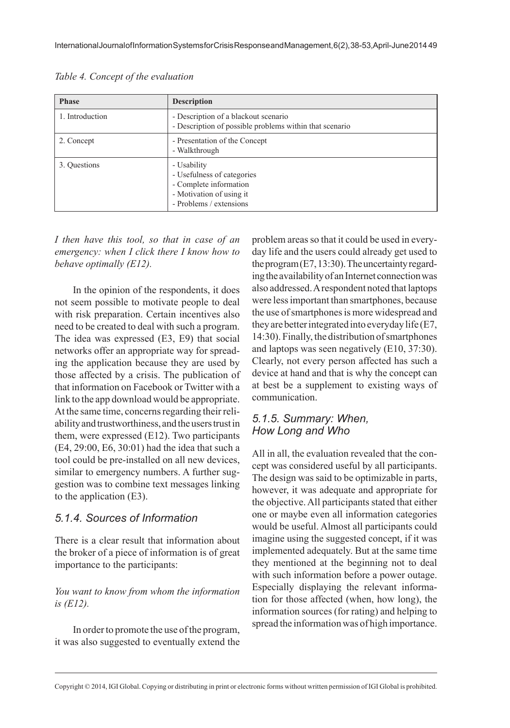Table 4. Concept of the evaluation

| Phase | Description |
| --- | --- |
| 1. Introduction | - Description of a blackout scenario<br>- Description of possible problems within that scenario |
| 2. Concept | - Presentation of the Concept<br>- Walkthrough |
| 3. Questions | - Usability<br>- Usefulness of categories<br>- Complete information<br>- Motivation of using it<br>- Problems / extensions |

*I then have this tool, so that in case of an emergency: when I click there I know how to behave optimally (E12).*

In the opinion of the respondents, it does not seem possible to motivate people to deal with risk preparation. Certain incentives also need to be created to deal with such a program. The idea was expressed (E3, E9) that social networks offer an appropriate way for spreading the application because they are used by those affected by a crisis. The publication of that information on Facebook or Twitter with a link to the app download would be appropriate. At the same time, concerns regarding their reliability and trustworthiness, and the users trust in them, were expressed (E12). Two participants (E4, 29:00, E6, 30:01) had the idea that such a tool could be pre-installed on all new devices, similar to emergency numbers. A further suggestion was to combine text messages linking to the application (E3).

### 5.1.4. Sources of Information

There is a clear result that information about the broker of a piece of information is of great importance to the participants:

*You want to know from whom the information is (E12).*

In order to promote the use of the program, it was also suggested to eventually extend the problem areas so that it could be used in everyday life and the users could already get used to the program (E7, 13:30). The uncertainty regarding the availability of an Internet connection was also addressed. A respondent noted that laptops were less important than smartphones, because the use of smartphones is more widespread and they are better integrated into everyday life (E7, 14:30). Finally, the distribution of smartphones and laptops was seen negatively (E10, 37:30). Clearly, not every person affected has such a device at hand and that is why the concept can at best be a supplement to existing ways of communication.

### 5.1.5. Summary: When, How Long and Who

All in all, the evaluation revealed that the concept was considered useful by all participants. The design was said to be optimizable in parts, however, it was adequate and appropriate for the objective. All participants stated that either one or maybe even all information categories would be useful. Almost all participants could imagine using the suggested concept, if it was implemented adequately. But at the same time they mentioned at the beginning not to deal with such information before a power outage. Especially displaying the relevant information for those affected (when, how long), the information sources (for rating) and helping to spread the information was of high importance.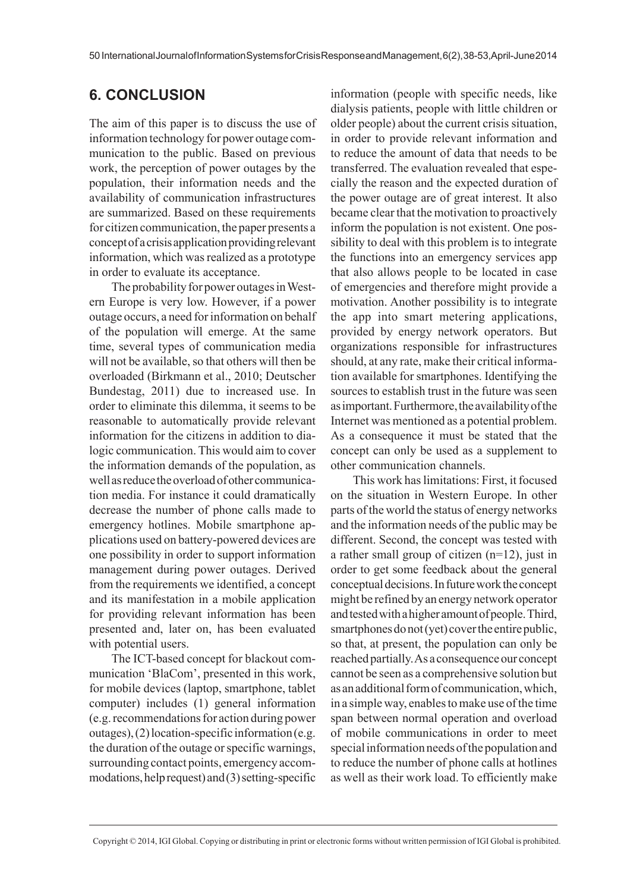## 6. CONCLUSION

The aim of this paper is to discuss the use of information technology for power outage communication to the public. Based on previous work, the perception of power outages by the population, their information needs and the availability of communication infrastructures are summarized. Based on these requirements for citizen communication, the paper presents a concept of a crisis application providing relevant information, which was realized as a prototype in order to evaluate its acceptance.

The probability for power outages in Western Europe is very low. However, if a power outage occurs, a need for information on behalf of the population will emerge. At the same time, several types of communication media will not be available, so that others will then be overloaded (Birkmann et al., 2010; Deutscher Bundestag, 2011) due to increased use. In order to eliminate this dilemma, it seems to be reasonable to automatically provide relevant information for the citizens in addition to dialogic communication. This would aim to cover the information demands of the population, as well as reduce the overload of other communication media. For instance it could dramatically decrease the number of phone calls made to emergency hotlines. Mobile smartphone applications used on battery-powered devices are one possibility in order to support information management during power outages. Derived from the requirements we identified, a concept and its manifestation in a mobile application for providing relevant information has been presented and, later on, has been evaluated with potential users.

The ICT-based concept for blackout communication 'BlaCom', presented in this work, for mobile devices (laptop, smartphone, tablet computer) includes (1) general information (e.g. recommendations for action during power outages), (2) location-specific information (e.g. the duration of the outage or specific warnings, surrounding contact points, emergency accommodations, help request) and (3) setting-specific information (people with specific needs, like dialysis patients, people with little children or older people) about the current crisis situation, in order to provide relevant information and to reduce the amount of data that needs to be transferred. The evaluation revealed that especially the reason and the expected duration of the power outage are of great interest. It also became clear that the motivation to proactively inform the population is not existent. One possibility to deal with this problem is to integrate the functions into an emergency services app that also allows people to be located in case of emergencies and therefore might provide a motivation. Another possibility is to integrate the app into smart metering applications, provided by energy network operators. But organizations responsible for infrastructures should, at any rate, make their critical information available for smartphones. Identifying the sources to establish trust in the future was seen as important. Furthermore, the availability of the Internet was mentioned as a potential problem. As a consequence it must be stated that the concept can only be used as a supplement to other communication channels.

This work has limitations: First, it focused on the situation in Western Europe. In other parts of the world the status of energy networks and the information needs of the public may be different. Second, the concept was tested with a rather small group of citizen (n=12), just in order to get some feedback about the general conceptual decisions. In future work the concept might be refined by an energy network operator and tested with a higher amount of people. Third, smartphones do not (yet) cover the entire public, so that, at present, the population can only be reached partially. As a consequence our concept cannot be seen as a comprehensive solution but as an additional form of communication, which, in a simple way, enables to make use of the time span between normal operation and overload of mobile communications in order to meet special information needs of the population and to reduce the number of phone calls at hotlines as well as their work load. To efficiently make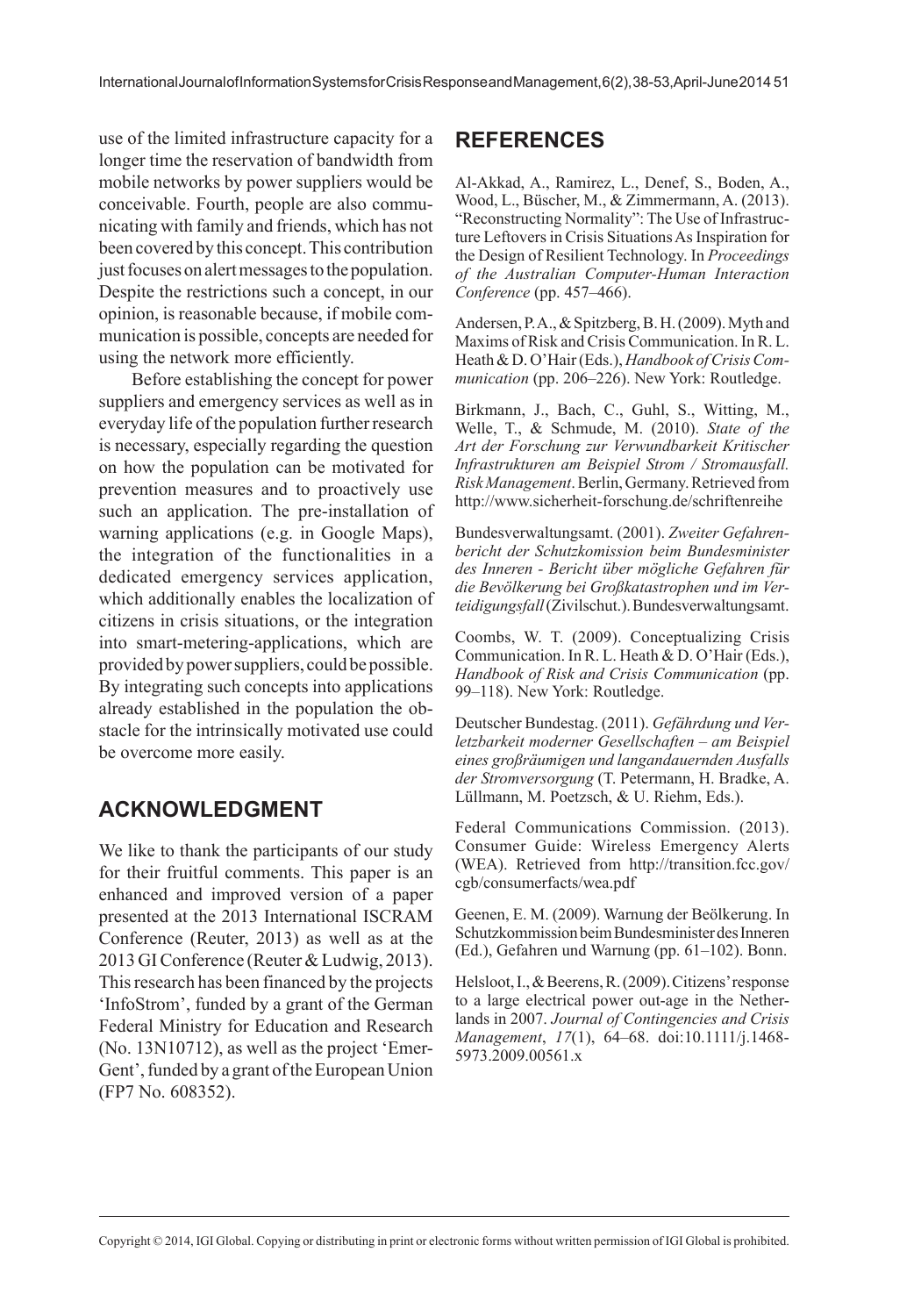use of the limited infrastructure capacity for a longer time the reservation of bandwidth from mobile networks by power suppliers would be conceivable. Fourth, people are also communicating with family and friends, which has not been covered by this concept. This contribution just focuses on alert messages to the population. Despite the restrictions such a concept, in our opinion, is reasonable because, if mobile communication is possible, concepts are needed for using the network more efficiently.

Before establishing the concept for power suppliers and emergency services as well as in everyday life of the population further research is necessary, especially regarding the question on how the population can be motivated for prevention measures and to proactively use such an application. The pre-installation of warning applications (e.g. in Google Maps), the integration of the functionalities in a dedicated emergency services application, which additionally enables the localization of citizens in crisis situations, or the integration into smart-metering-applications, which are provided by power suppliers, could be possible. By integrating such concepts into applications already established in the population the obstacle for the intrinsically motivated use could be overcome more easily.

## ACKNOWLEDGMENT

We like to thank the participants of our study for their fruitful comments. This paper is an enhanced and improved version of a paper presented at the 2013 International ISCRAM Conference (Reuter, 2013) as well as at the 2013 GI Conference (Reuter & Ludwig, 2013). This research has been financed by the projects 'InfoStrom', funded by a grant of the German Federal Ministry for Education and Research (No. 13N10712), as well as the project 'EmerGent', funded by a grant of the European Union (FP7 No. 608352).

## REFERENCES

Al-Akkad, A., Ramirez, L., Denef, S., Boden, A., Wood, L., Büscher, M., & Zimmermann, A. (2013). "Reconstructing Normality": The Use of Infrastructure Leftovers in Crisis Situations As Inspiration for the Design of Resilient Technology. In *Proceedings of the Australian Computer-Human Interaction Conference* (pp. 457–466).

Andersen, P. A., & Spitzberg, B. H. (2009). Myth and Maxims of Risk and Crisis Communication. In R. L. Heath & D. O'Hair (Eds.), *Handbook of Crisis Communication* (pp. 206–226). New York: Routledge.

Birkmann, J., Bach, C., Guhl, S., Witting, M., Welle, T., & Schmude, M. (2010). *State of the Art der Forschung zur Verwundbarkeit Kritischer Infrastrukturen am Beispiel Strom / Stromausfall. Risk Management*. Berlin, Germany. Retrieved from http://www.sicherheit-forschung.de/schriftenreihe

Bundesverwaltungsamt. (2001). *Zweiter Gefahrenbericht der Schutzkomission beim Bundesminister des Inneren - Bericht über mögliche Gefahren für die Bevölkerung bei Großkatastrophen und im Verteidigungsfall* (Zivilschut.). Bundesverwaltungsamt.

Coombs, W. T. (2009). Conceptualizing Crisis Communication. In R. L. Heath & D. O'Hair (Eds.), *Handbook of Risk and Crisis Communication* (pp. 99–118). New York: Routledge.

Deutscher Bundestag. (2011). *Gefährdung und Verletzbarkeit moderner Gesellschaften – am Beispiel eines großräumigen und langandauernden Ausfalls der Stromversorgung* (T. Petermann, H. Bradke, A. Lüllmann, M. Poetzsch, & U. Riehm, Eds.).

Federal Communications Commission. (2013). Consumer Guide: Wireless Emergency Alerts (WEA). Retrieved from http://transition.fcc.gov/cgb/consumerfacts/wea.pdf

Geenen, E. M. (2009). Warnung der Beölkerung. In Schutzkommission beim Bundesminister des Inneren (Ed.), Gefahren und Warnung (pp. 61–102). Bonn.

Helsloot, I., & Beerens, R. (2009). Citizens' response to a large electrical power out-age in the Netherlands in 2007. *Journal of Contingencies and Crisis Management*, *17*(1), 64–68. doi:10.1111/j.1468-5973.2009.00561.x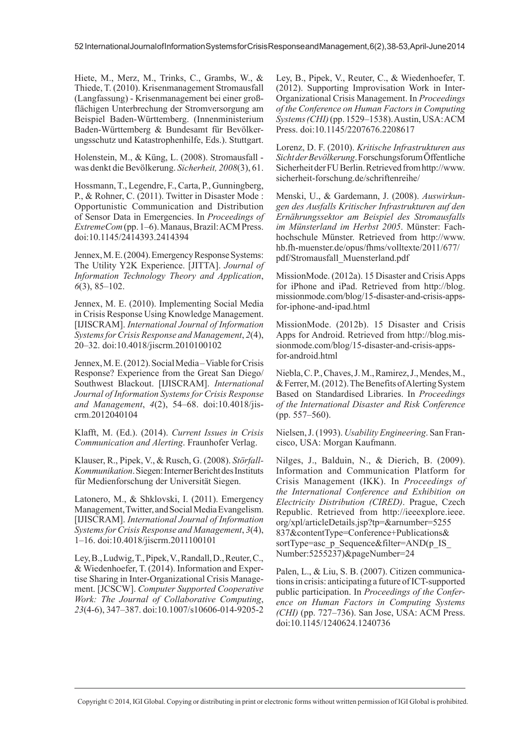Hiete, M., Merz, M., Trinks, C., Grambs, W., & Thiede, T. (2010). Krisenmanagement Stromausfall (Langfassung) - Krisenmanagement bei einer großflächigen Unterbrechung der Stromversorgung am Beispiel Baden-Württemberg. (Innenministerium Baden-Württemberg & Bundesamt für Bevölkerungsschutz und Katastrophenhilfe, Eds.). Stuttgart.

Holenstein, M., & Küng, L. (2008). Stromausfall - was denkt die Bevölkerung. *Sicherheit, 2008*(3), 61.

Hossmann, T., Legendre, F., Carta, P., Gunningberg, P., & Rohner, C. (2011). Twitter in Disaster Mode : Opportunistic Communication and Distribution of Sensor Data in Emergencies. In *Proceedings of ExtremeCom* (pp. 1–6). Manaus, Brazil: ACM Press. doi:10.1145/2414393.2414394

Jennex, M. E. (2004). Emergency Response Systems: The Utility Y2K Experience. [JITTA]. *Journal of Information Technology Theory and Application*, *6*(3), 85–102.

Jennex, M. E. (2010). Implementing Social Media in Crisis Response Using Knowledge Management. [IJISCRAM]. *International Journal of Information Systems for Crisis Response and Management*, *2*(4), 20–32. doi:10.4018/jiscrm.2010100102

Jennex, M. E. (2012). Social Media – Viable for Crisis Response? Experience from the Great San Diego/Southwest Blackout. [IJISCRAM]. *International Journal of Information Systems for Crisis Response and Management*, *4*(2), 54–68. doi:10.4018/jiscrm.2012040104

Klafft, M. (Ed.). (2014). *Current Issues in Crisis Communication and Alerting*. Fraunhofer Verlag.

Klauser, R., Pipek, V., & Rusch, G. (2008). *Störfall-Kommunikation*. Siegen: Interner Bericht des Instituts für Medienforschung der Universität Siegen.

Latonero, M., & Shklovski, I. (2011). Emergency Management, Twitter, and Social Media Evangelism. [IJISCRAM]. *International Journal of Information Systems for Crisis Response and Management*, *3*(4), 1–16. doi:10.4018/jiscrm.2011100101

Ley, B., Ludwig, T., Pipek, V., Randall, D., Reuter, C., & Wiedenhoefer, T. (2014). Information and Expertise Sharing in Inter-Organizational Crisis Management. [JCSCW]. *Computer Supported Cooperative Work: The Journal of Collaborative Computing*, *23*(4-6), 347–387. doi:10.1007/s10606-014-9205-2

Ley, B., Pipek, V., Reuter, C., & Wiedenhoefer, T. (2012). Supporting Improvisation Work in Inter-Organizational Crisis Management. In *Proceedings of the Conference on Human Factors in Computing Systems (CHI)* (pp. 1529–1538). Austin, USA: ACM Press. doi:10.1145/2207676.2208617

Lorenz, D. F. (2010). *Kritische Infrastrukturen aus Sicht der Bevölkerung*. Forschungsforum Öffentliche Sicherheit der FU Berlin. Retrieved from http://www.sicherheit-forschung.de/schriftenreihe/

Menski, U., & Gardemann, J. (2008). *Auswirkungen des Ausfalls Kritischer Infrastrukturen auf den Ernährungssektor am Beispiel des Stromausfalls im Münsterland im Herbst 2005*. Münster: Fachhochschule Münster. Retrieved from http://www.hb.fh-muenster.de/opus/fhms/volltexte/2011/677/pdf/Stromausfall_Muensterland.pdf

MissionMode. (2012a). 15 Disaster and Crisis Apps for iPhone and iPad. Retrieved from http://blog.missionmode.com/blog/15-disaster-and-crisis-apps-for-iphone-and-ipad.html

MissionMode. (2012b). 15 Disaster and Crisis Apps for Android. Retrieved from http://blog.missionmode.com/blog/15-disaster-and-crisis-apps-for-android.html

Niebla, C. P., Chaves, J. M., Ramirez, J., Mendes, M., & Ferrer, M. (2012). The Benefits of Alerting System Based on Standardised Libraries. In *Proceedings of the International Disaster and Risk Conference* (pp. 557–560).

Nielsen, J. (1993). *Usability Engineering*. San Francisco, USA: Morgan Kaufmann.

Nilges, J., Balduin, N., & Dierich, B. (2009). Information and Communication Platform for Crisis Management (IKK). In *Proceedings of the International Conference and Exhibition on Electricity Distribution (CIRED)*. Prague, Czech Republic. Retrieved from http://ieeexplore.ieee.org/xpl/articleDetails.jsp?tp=&arnumber=5255837&contentType=Conference+Publications&sortType=asc_p_Sequence&filter=AND(p_IS_Number:5255237)&pageNumber=24

Palen, L., & Liu, S. B. (2007). Citizen communications in crisis: anticipating a future of ICT-supported public participation. In *Proceedings of the Conference on Human Factors in Computing Systems (CHI)* (pp. 727–736). San Jose, USA: ACM Press. doi:10.1145/1240624.1240736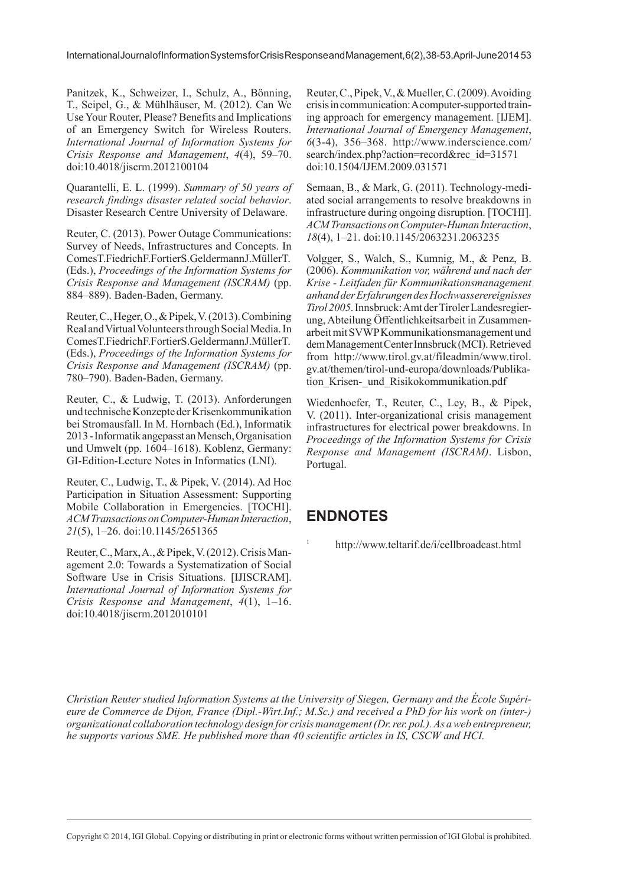Panitzek, K., Schweizer, I., Schulz, A., Bönning, T., Seipel, G., & Mühlhäuser, M. (2012). Can We Use Your Router, Please? Benefits and Implications of an Emergency Switch for Wireless Routers. *International Journal of Information Systems for Crisis Response and Management*, *4*(4), 59–70. doi:10.4018/jiscrm.2012100104

Quarantelli, E. L. (1999). *Summary of 50 years of research findings disaster related social behavior*. Disaster Research Centre University of Delaware.

Reuter, C. (2013). Power Outage Communications: Survey of Needs, Infrastructures and Concepts. In ComesT.FiedrichF.FortierS.GeldermannJ.MüllerT. (Eds.), *Proceedings of the Information Systems for Crisis Response and Management (ISCRAM)* (pp. 884–889). Baden-Baden, Germany.

Reuter, C., Heger, O., & Pipek, V. (2013). Combining Real and Virtual Volunteers through Social Media. In ComesT.FiedrichF.FortierS.GeldermannJ.MüllerT. (Eds.), *Proceedings of the Information Systems for Crisis Response and Management (ISCRAM)* (pp. 780–790). Baden-Baden, Germany.

Reuter, C., & Ludwig, T. (2013). Anforderungen und technische Konzepte der Krisenkommunikation bei Stromausfall. In M. Hornbach (Ed.), Informatik 2013 - Informatik angepasst an Mensch, Organisation und Umwelt (pp. 1604–1618). Koblenz, Germany: GI-Edition-Lecture Notes in Informatics (LNI).

Reuter, C., Ludwig, T., & Pipek, V. (2014). Ad Hoc Participation in Situation Assessment: Supporting Mobile Collaboration in Emergencies. [TOCHI]. *ACM Transactions on Computer-Human Interaction*, *21*(5), 1–26. doi:10.1145/2651365

Reuter, C., Marx, A., & Pipek, V. (2012). Crisis Management 2.0: Towards a Systematization of Social Software Use in Crisis Situations. [IJISCRAM]. *International Journal of Information Systems for Crisis Response and Management*, *4*(1), 1–16. doi:10.4018/jiscrm.2012010101

Reuter, C., Pipek, V., & Mueller, C. (2009). Avoiding crisis in communication: A computer-supported training approach for emergency management. [IJEM]. *International Journal of Emergency Management*, *6*(3-4), 356–368. http://www.inderscience.com/search/index.php?action=record&rec_id=31571 doi:10.1504/IJEM.2009.031571

Semaan, B., & Mark, G. (2011). Technology-mediated social arrangements to resolve breakdowns in infrastructure during ongoing disruption. [TOCHI]. *ACM Transactions on Computer-Human Interaction*, *18*(4), 1–21. doi:10.1145/2063231.2063235

Volgger, S., Walch, S., Kumnig, M., & Penz, B. (2006). *Kommunikation vor, während und nach der Krise - Leitfaden für Kommunikationsmanagement anhand der Erfahrungen des Hochwasserereignisses Tirol 2005*. Innsbruck: Amt der Tiroler Landesregierung, Abteilung Öffentlichkeitsarbeit in Zusammenarbeit mit SVWP Kommunikationsmanagement und dem Management Center Innsbruck (MCI). Retrieved from http://www.tirol.gv.at/fileadmin/www.tirol.gv.at/themen/tirol-und-europa/downloads/Publikation_Krisen-_und_Risikokommunikation.pdf

Wiedenhoefer, T., Reuter, C., Ley, B., & Pipek, V. (2011). Inter-organizational crisis management infrastructures for electrical power breakdowns. In *Proceedings of the Information Systems for Crisis Response and Management (ISCRAM)*. Lisbon, Portugal.

## ENDNOTES

[1] http://www.teltarif.de/i/cellbroadcast.html

*Christian Reuter studied Information Systems at the University of Siegen, Germany and the École Supérieure de Commerce de Dijon, France (Dipl.-Wirt.Inf.; M.Sc.) and received a PhD for his work on (inter-) organizational collaboration technology design for crisis management (Dr. rer. pol.). As a web entrepreneur, he supports various SME. He published more than 40 scientific articles in IS, CSCW and HCI.*